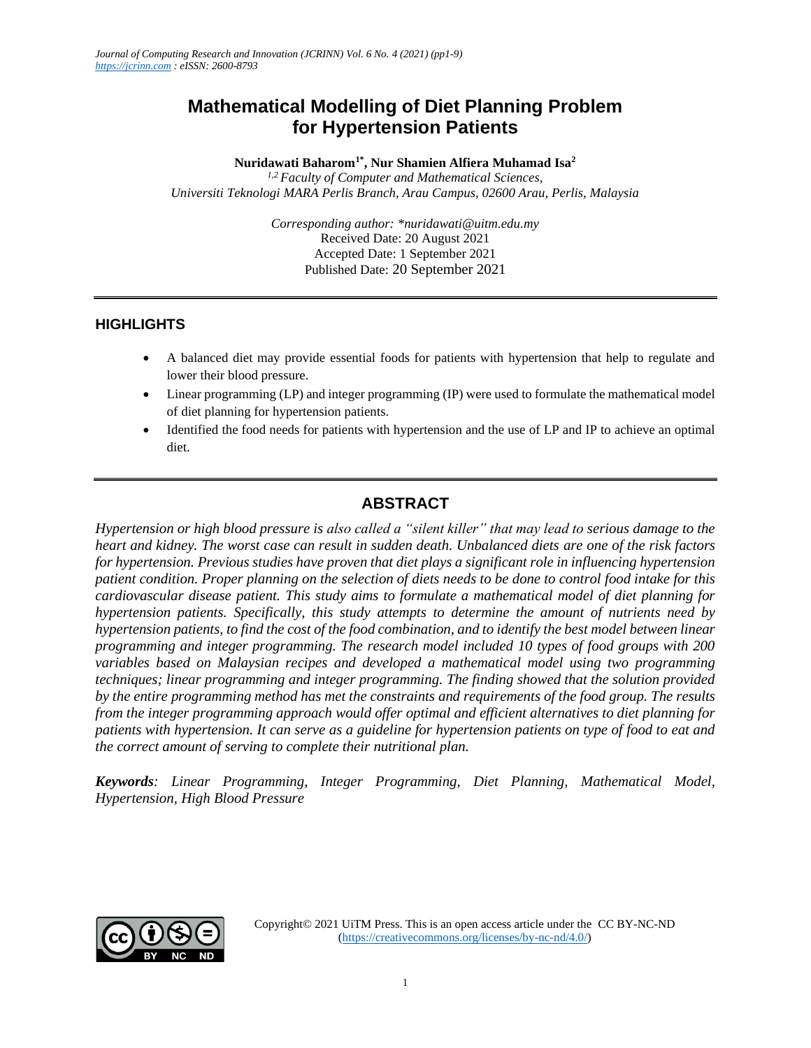# Mathematical Modelling of Diet Planning Problem for Hypertension Patients

**Nuridawati Baharom[1*], Nur Shamien Alfiera Muhamad Isa[2]**

*[1,2] Faculty of Computer and Mathematical Sciences, Universiti Teknologi MARA Perlis Branch, Arau Campus, 02600 Arau, Perlis, Malaysia*

*Corresponding author: \*nuridawati@uitm.edu.my*
Received Date: 20 August 2021
Accepted Date: 1 September 2021
Published Date: 20 September 2021

## HIGHLIGHTS

- A balanced diet may provide essential foods for patients with hypertension that help to regulate and lower their blood pressure.
- Linear programming (LP) and integer programming (IP) were used to formulate the mathematical model of diet planning for hypertension patients.
- Identified the food needs for patients with hypertension and the use of LP and IP to achieve an optimal diet.

## ABSTRACT

*Hypertension or high blood pressure is also called a "silent killer" that may lead to serious damage to the heart and kidney. The worst case can result in sudden death. Unbalanced diets are one of the risk factors for hypertension. Previous studies have proven that diet plays a significant role in influencing hypertension patient condition. Proper planning on the selection of diets needs to be done to control food intake for this cardiovascular disease patient. This study aims to formulate a mathematical model of diet planning for hypertension patients. Specifically, this study attempts to determine the amount of nutrients need by hypertension patients, to find the cost of the food combination, and to identify the best model between linear programming and integer programming. The research model included 10 types of food groups with 200 variables based on Malaysian recipes and developed a mathematical model using two programming techniques; linear programming and integer programming. The finding showed that the solution provided by the entire programming method has met the constraints and requirements of the food group. The results from the integer programming approach would offer optimal and efficient alternatives to diet planning for patients with hypertension. It can serve as a guideline for hypertension patients on type of food to eat and the correct amount of serving to complete their nutritional plan.*

***Keywords**: Linear Programming, Integer Programming, Diet Planning, Mathematical Model, Hypertension, High Blood Pressure*

Copyright© 2021 UiTM Press. This is an open access article under the CC BY-NC-ND (https://creativecommons.org/licenses/by-nc-nd/4.0/)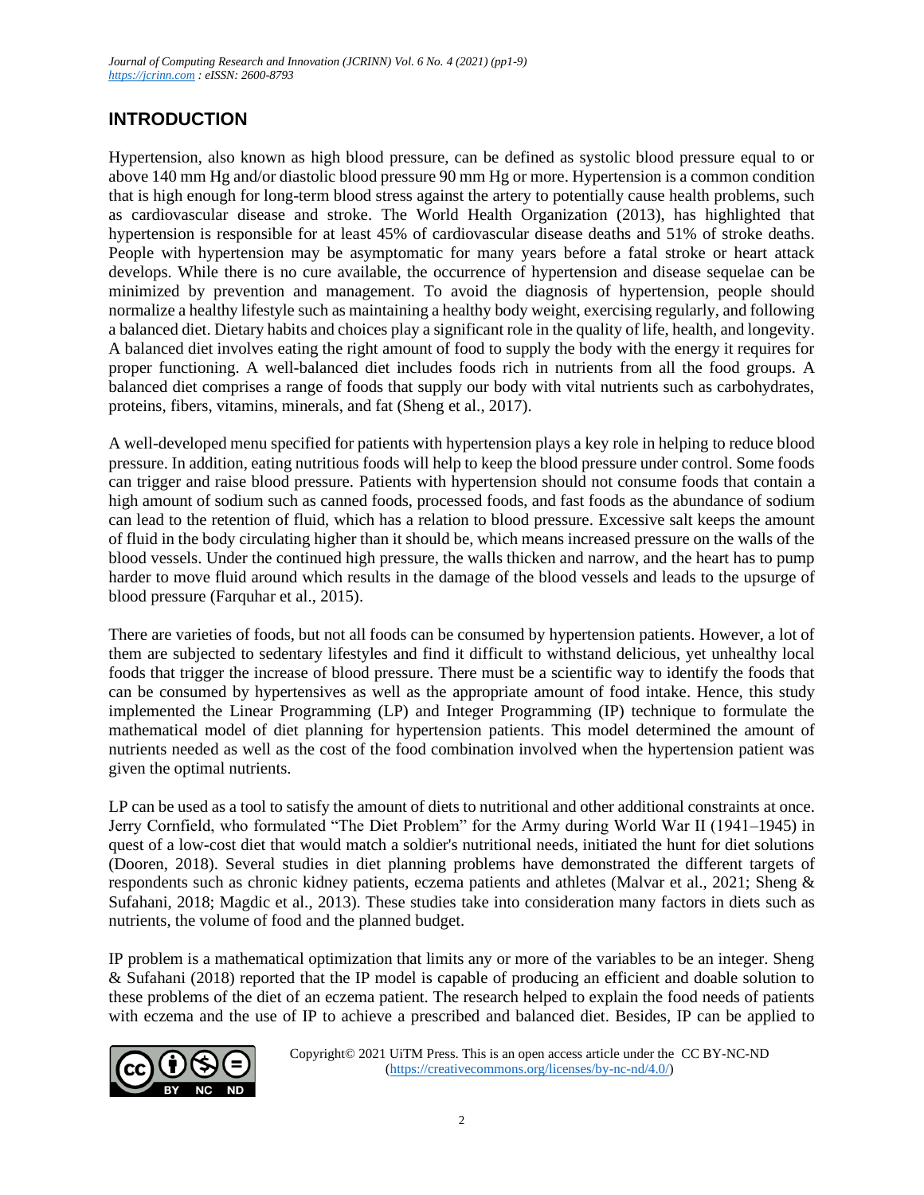## INTRODUCTION

Hypertension, also known as high blood pressure, can be defined as systolic blood pressure equal to or above 140 mm Hg and/or diastolic blood pressure 90 mm Hg or more. Hypertension is a common condition that is high enough for long-term blood stress against the artery to potentially cause health problems, such as cardiovascular disease and stroke. The World Health Organization (2013), has highlighted that hypertension is responsible for at least 45% of cardiovascular disease deaths and 51% of stroke deaths. People with hypertension may be asymptomatic for many years before a fatal stroke or heart attack develops. While there is no cure available, the occurrence of hypertension and disease sequelae can be minimized by prevention and management. To avoid the diagnosis of hypertension, people should normalize a healthy lifestyle such as maintaining a healthy body weight, exercising regularly, and following a balanced diet. Dietary habits and choices play a significant role in the quality of life, health, and longevity. A balanced diet involves eating the right amount of food to supply the body with the energy it requires for proper functioning. A well-balanced diet includes foods rich in nutrients from all the food groups. A balanced diet comprises a range of foods that supply our body with vital nutrients such as carbohydrates, proteins, fibers, vitamins, minerals, and fat (Sheng et al., 2017).

A well-developed menu specified for patients with hypertension plays a key role in helping to reduce blood pressure. In addition, eating nutritious foods will help to keep the blood pressure under control. Some foods can trigger and raise blood pressure. Patients with hypertension should not consume foods that contain a high amount of sodium such as canned foods, processed foods, and fast foods as the abundance of sodium can lead to the retention of fluid, which has a relation to blood pressure. Excessive salt keeps the amount of fluid in the body circulating higher than it should be, which means increased pressure on the walls of the blood vessels. Under the continued high pressure, the walls thicken and narrow, and the heart has to pump harder to move fluid around which results in the damage of the blood vessels and leads to the upsurge of blood pressure (Farquhar et al., 2015).

There are varieties of foods, but not all foods can be consumed by hypertension patients. However, a lot of them are subjected to sedentary lifestyles and find it difficult to withstand delicious, yet unhealthy local foods that trigger the increase of blood pressure. There must be a scientific way to identify the foods that can be consumed by hypertensives as well as the appropriate amount of food intake. Hence, this study implemented the Linear Programming (LP) and Integer Programming (IP) technique to formulate the mathematical model of diet planning for hypertension patients. This model determined the amount of nutrients needed as well as the cost of the food combination involved when the hypertension patient was given the optimal nutrients.

LP can be used as a tool to satisfy the amount of diets to nutritional and other additional constraints at once. Jerry Cornfield, who formulated "The Diet Problem" for the Army during World War II (1941–1945) in quest of a low-cost diet that would match a soldier's nutritional needs, initiated the hunt for diet solutions (Dooren, 2018). Several studies in diet planning problems have demonstrated the different targets of respondents such as chronic kidney patients, eczema patients and athletes (Malvar et al., 2021; Sheng & Sufahani, 2018; Magdic et al., 2013). These studies take into consideration many factors in diets such as nutrients, the volume of food and the planned budget.

IP problem is a mathematical optimization that limits any or more of the variables to be an integer. Sheng & Sufahani (2018) reported that the IP model is capable of producing an efficient and doable solution to these problems of the diet of an eczema patient. The research helped to explain the food needs of patients with eczema and the use of IP to achieve a prescribed and balanced diet. Besides, IP can be applied to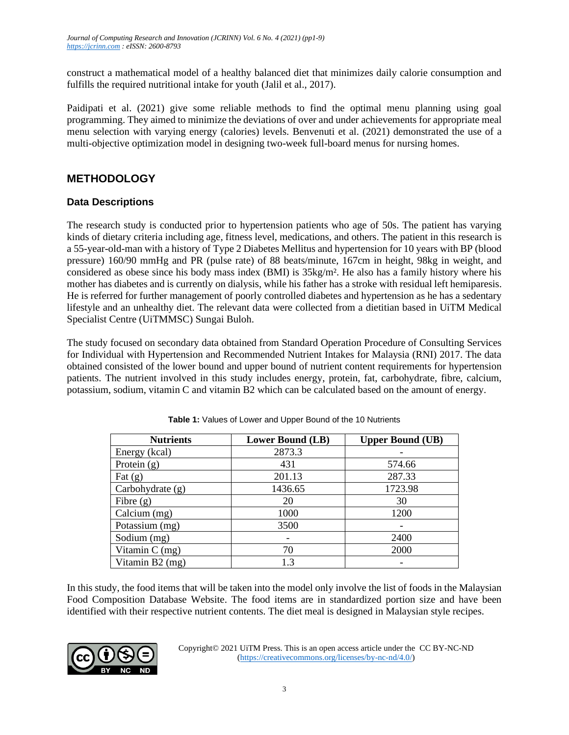construct a mathematical model of a healthy balanced diet that minimizes daily calorie consumption and fulfills the required nutritional intake for youth (Jalil et al., 2017).

Paidipati et al. (2021) give some reliable methods to find the optimal menu planning using goal programming. They aimed to minimize the deviations of over and under achievements for appropriate meal menu selection with varying energy (calories) levels. Benvenuti et al. (2021) demonstrated the use of a multi-objective optimization model in designing two-week full-board menus for nursing homes.

## METHODOLOGY

### Data Descriptions

The research study is conducted prior to hypertension patients who age of 50s. The patient has varying kinds of dietary criteria including age, fitness level, medications, and others. The patient in this research is a 55-year-old-man with a history of Type 2 Diabetes Mellitus and hypertension for 10 years with BP (blood pressure) 160/90 mmHg and PR (pulse rate) of 88 beats/minute, 167cm in height, 98kg in weight, and considered as obese since his body mass index (BMI) is 35kg/m². He also has a family history where his mother has diabetes and is currently on dialysis, while his father has a stroke with residual left hemiparesis. He is referred for further management of poorly controlled diabetes and hypertension as he has a sedentary lifestyle and an unhealthy diet. The relevant data were collected from a dietitian based in UiTM Medical Specialist Centre (UiTMMSC) Sungai Buloh.

The study focused on secondary data obtained from Standard Operation Procedure of Consulting Services for Individual with Hypertension and Recommended Nutrient Intakes for Malaysia (RNI) 2017. The data obtained consisted of the lower bound and upper bound of nutrient content requirements for hypertension patients. The nutrient involved in this study includes energy, protein, fat, carbohydrate, fibre, calcium, potassium, sodium, vitamin C and vitamin B2 which can be calculated based on the amount of energy.

**Table 1:** Values of Lower and Upper Bound of the 10 Nutrients

| Nutrients | Lower Bound (LB) | Upper Bound (UB) |
|---|---|---|
| Energy (kcal) | 2873.3 | - |
| Protein (g) | 431 | 574.66 |
| Fat (g) | 201.13 | 287.33 |
| Carbohydrate (g) | 1436.65 | 1723.98 |
| Fibre (g) | 20 | 30 |
| Calcium (mg) | 1000 | 1200 |
| Potassium (mg) | 3500 | - |
| Sodium (mg) | - | 2400 |
| Vitamin C (mg) | 70 | 2000 |
| Vitamin B2 (mg) | 1.3 | - |

In this study, the food items that will be taken into the model only involve the list of foods in the Malaysian Food Composition Database Website. The food items are in standardized portion size and have been identified with their respective nutrient contents. The diet meal is designed in Malaysian style recipes.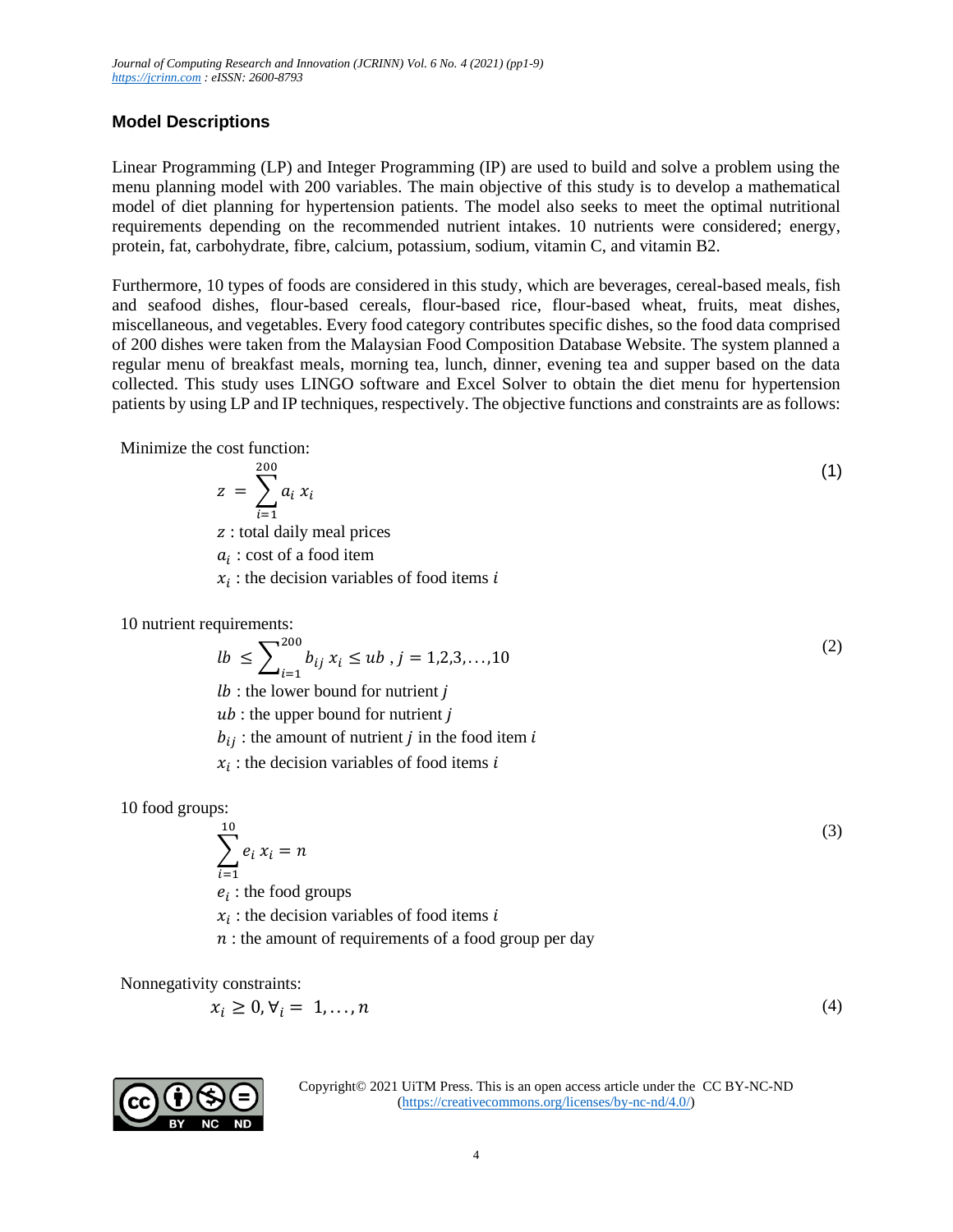## Model Descriptions

Linear Programming (LP) and Integer Programming (IP) are used to build and solve a problem using the menu planning model with 200 variables. The main objective of this study is to develop a mathematical model of diet planning for hypertension patients. The model also seeks to meet the optimal nutritional requirements depending on the recommended nutrient intakes. 10 nutrients were considered; energy, protein, fat, carbohydrate, fibre, calcium, potassium, sodium, vitamin C, and vitamin B2.

Furthermore, 10 types of foods are considered in this study, which are beverages, cereal-based meals, fish and seafood dishes, flour-based cereals, flour-based rice, flour-based wheat, fruits, meat dishes, miscellaneous, and vegetables. Every food category contributes specific dishes, so the food data comprised of 200 dishes were taken from the Malaysian Food Composition Database Website. The system planned a regular menu of breakfast meals, morning tea, lunch, dinner, evening tea and supper based on the data collected. This study uses LINGO software and Excel Solver to obtain the diet menu for hypertension patients by using LP and IP techniques, respectively. The objective functions and constraints are as follows:

Minimize the cost function:

$$z = \sum_{i=1}^{200} a_i x_i \tag{1}$$

$z$ : total daily meal prices

$a_i$ : cost of a food item

$x_i$ : the decision variables of food items $i$

10 nutrient requirements:

$$lb \leq \sum_{i=1}^{200} b_{ij} x_i \leq ub \text{ , } j = 1,2,3,\ldots,10 \tag{2}$$

$lb$ : the lower bound for nutrient $j$

$ub$ : the upper bound for nutrient $j$

$b_{ij}$ : the amount of nutrient $j$ in the food item $i$

$x_i$ : the decision variables of food items $i$

10 food groups:

$$\sum_{i=1}^{10} e_i x_i = n \tag{3}$$

$e_i$ : the food groups

$x_i$ : the decision variables of food items $i$

$n$ : the amount of requirements of a food group per day

Nonnegativity constraints:

$$x_i \geq 0, \forall_i = 1, \ldots, n \tag{4}$$

Copyright© 2021 UiTM Press. This is an open access article under the CC BY-NC-ND (https://creativecommons.org/licenses/by-nc-nd/4.0/)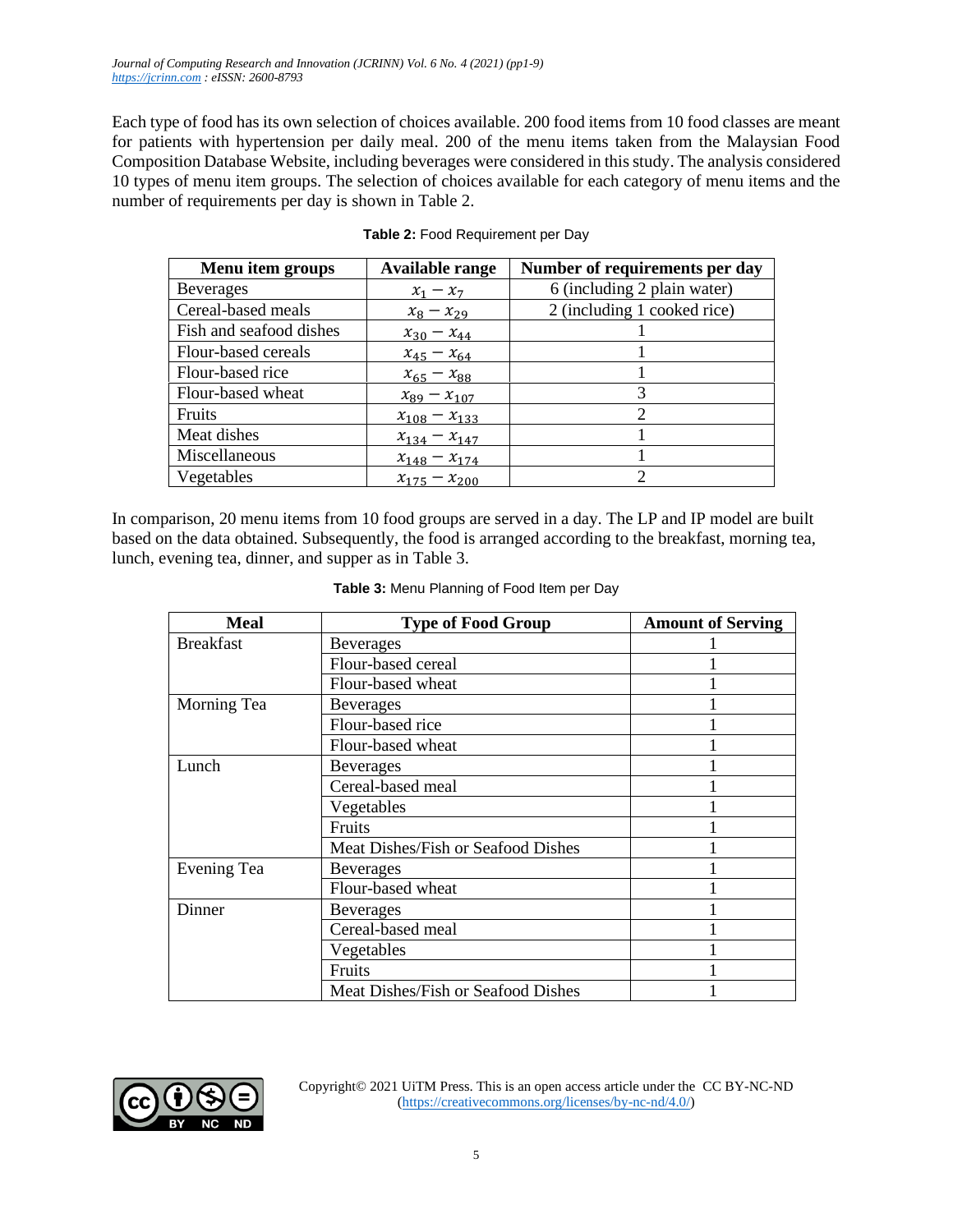Each type of food has its own selection of choices available. 200 food items from 10 food classes are meant for patients with hypertension per daily meal. 200 of the menu items taken from the Malaysian Food Composition Database Website, including beverages were considered in this study. The analysis considered 10 types of menu item groups. The selection of choices available for each category of menu items and the number of requirements per day is shown in Table 2.

**Table 2:** Food Requirement per Day

| Menu item groups | Available range | Number of requirements per day |
|---|---|---|
| Beverages | $x_1 - x_7$ | 6 (including 2 plain water) |
| Cereal-based meals | $x_8 - x_{29}$ | 2 (including 1 cooked rice) |
| Fish and seafood dishes | $x_{30} - x_{44}$ | 1 |
| Flour-based cereals | $x_{45} - x_{64}$ | 1 |
| Flour-based rice | $x_{65} - x_{88}$ | 1 |
| Flour-based wheat | $x_{89} - x_{107}$ | 3 |
| Fruits | $x_{108} - x_{133}$ | 2 |
| Meat dishes | $x_{134} - x_{147}$ | 1 |
| Miscellaneous | $x_{148} - x_{174}$ | 1 |
| Vegetables | $x_{175} - x_{200}$ | 2 |

In comparison, 20 menu items from 10 food groups are served in a day. The LP and IP model are built based on the data obtained. Subsequently, the food is arranged according to the breakfast, morning tea, lunch, evening tea, dinner, and supper as in Table 3.

**Table 3:** Menu Planning of Food Item per Day

| Meal | Type of Food Group | Amount of Serving |
|---|---|---|
| Breakfast | Beverages | 1 |
| | Flour-based cereal | 1 |
| | Flour-based wheat | 1 |
| Morning Tea | Beverages | 1 |
| | Flour-based rice | 1 |
| | Flour-based wheat | 1 |
| Lunch | Beverages | 1 |
| | Cereal-based meal | 1 |
| | Vegetables | 1 |
| | Fruits | 1 |
| | Meat Dishes/Fish or Seafood Dishes | 1 |
| Evening Tea | Beverages | 1 |
| | Flour-based wheat | 1 |
| Dinner | Beverages | 1 |
| | Cereal-based meal | 1 |
| | Vegetables | 1 |
| | Fruits | 1 |
| | Meat Dishes/Fish or Seafood Dishes | 1 |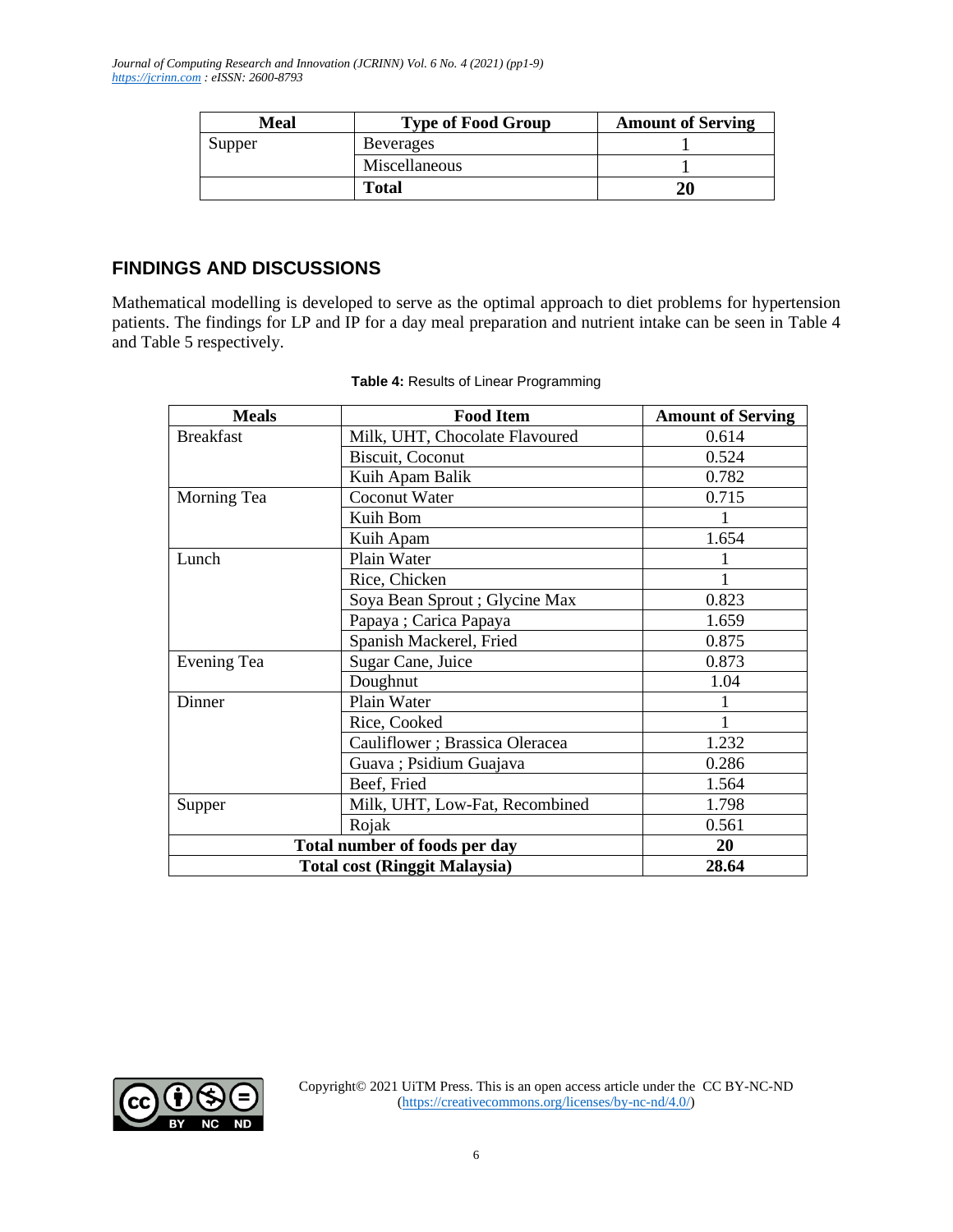| Meal | Type of Food Group | Amount of Serving |
|---|---|---|
| Supper | Beverages | 1 |
| | Miscellaneous | 1 |
| | **Total** | **20** |

## FINDINGS AND DISCUSSIONS

Mathematical modelling is developed to serve as the optimal approach to diet problems for hypertension patients. The findings for LP and IP for a day meal preparation and nutrient intake can be seen in Table 4 and Table 5 respectively.

**Table 4:** Results of Linear Programming

| Meals | Food Item | Amount of Serving |
|---|---|---|
| Breakfast | Milk, UHT, Chocolate Flavoured | 0.614 |
| | Biscuit, Coconut | 0.524 |
| | Kuih Apam Balik | 0.782 |
| Morning Tea | Coconut Water | 0.715 |
| | Kuih Bom | 1 |
| | Kuih Apam | 1.654 |
| Lunch | Plain Water | 1 |
| | Rice, Chicken | 1 |
| | Soya Bean Sprout ; Glycine Max | 0.823 |
| | Papaya ; Carica Papaya | 1.659 |
| | Spanish Mackerel, Fried | 0.875 |
| Evening Tea | Sugar Cane, Juice | 0.873 |
| | Doughnut | 1.04 |
| Dinner | Plain Water | 1 |
| | Rice, Cooked | 1 |
| | Cauliflower ; Brassica Oleracea | 1.232 |
| | Guava ; Psidium Guajava | 0.286 |
| | Beef, Fried | 1.564 |
| Supper | Milk, UHT, Low-Fat, Recombined | 1.798 |
| | Rojak | 0.561 |
| **Total number of foods per day** | | **20** |
| **Total cost (Ringgit Malaysia)** | | **28.64** |

Copyright© 2021 UiTM Press. This is an open access article under the CC BY-NC-ND (https://creativecommons.org/licenses/by-nc-nd/4.0/)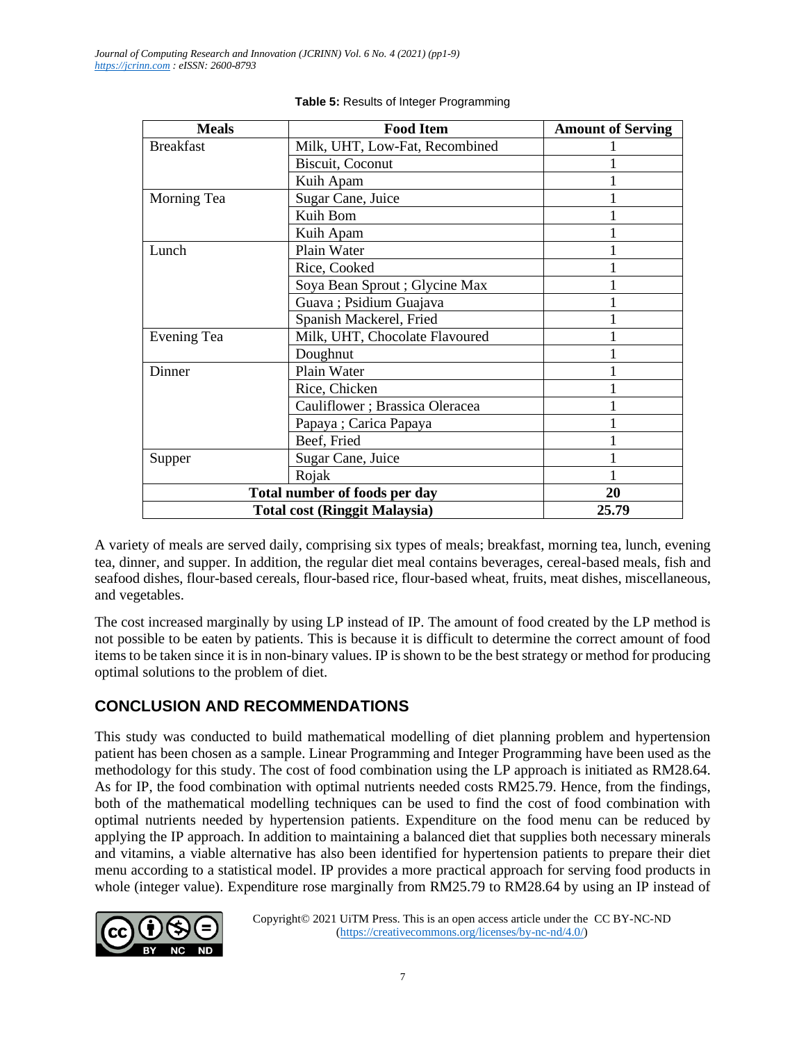**Table 5:** Results of Integer Programming

| Meals | Food Item | Amount of Serving |
|---|---|---|
| Breakfast | Milk, UHT, Low-Fat, Recombined | 1 |
| | Biscuit, Coconut | 1 |
| | Kuih Apam | 1 |
| Morning Tea | Sugar Cane, Juice | 1 |
| | Kuih Bom | 1 |
| | Kuih Apam | 1 |
| Lunch | Plain Water | 1 |
| | Rice, Cooked | 1 |
| | Soya Bean Sprout ; Glycine Max | 1 |
| | Guava ; Psidium Guajava | 1 |
| | Spanish Mackerel, Fried | 1 |
| Evening Tea | Milk, UHT, Chocolate Flavoured | 1 |
| | Doughnut | 1 |
| Dinner | Plain Water | 1 |
| | Rice, Chicken | 1 |
| | Cauliflower ; Brassica Oleracea | 1 |
| | Papaya ; Carica Papaya | 1 |
| | Beef, Fried | 1 |
| Supper | Sugar Cane, Juice | 1 |
| | Rojak | 1 |
| **Total number of foods per day** | | **20** |
| **Total cost (Ringgit Malaysia)** | | **25.79** |

A variety of meals are served daily, comprising six types of meals; breakfast, morning tea, lunch, evening tea, dinner, and supper. In addition, the regular diet meal contains beverages, cereal-based meals, fish and seafood dishes, flour-based cereals, flour-based rice, flour-based wheat, fruits, meat dishes, miscellaneous, and vegetables.

The cost increased marginally by using LP instead of IP. The amount of food created by the LP method is not possible to be eaten by patients. This is because it is difficult to determine the correct amount of food items to be taken since it is in non-binary values. IP is shown to be the best strategy or method for producing optimal solutions to the problem of diet.

## CONCLUSION AND RECOMMENDATIONS

This study was conducted to build mathematical modelling of diet planning problem and hypertension patient has been chosen as a sample. Linear Programming and Integer Programming have been used as the methodology for this study. The cost of food combination using the LP approach is initiated as RM28.64. As for IP, the food combination with optimal nutrients needed costs RM25.79. Hence, from the findings, both of the mathematical modelling techniques can be used to find the cost of food combination with optimal nutrients needed by hypertension patients. Expenditure on the food menu can be reduced by applying the IP approach. In addition to maintaining a balanced diet that supplies both necessary minerals and vitamins, a viable alternative has also been identified for hypertension patients to prepare their diet menu according to a statistical model. IP provides a more practical approach for serving food products in whole (integer value). Expenditure rose marginally from RM25.79 to RM28.64 by using an IP instead of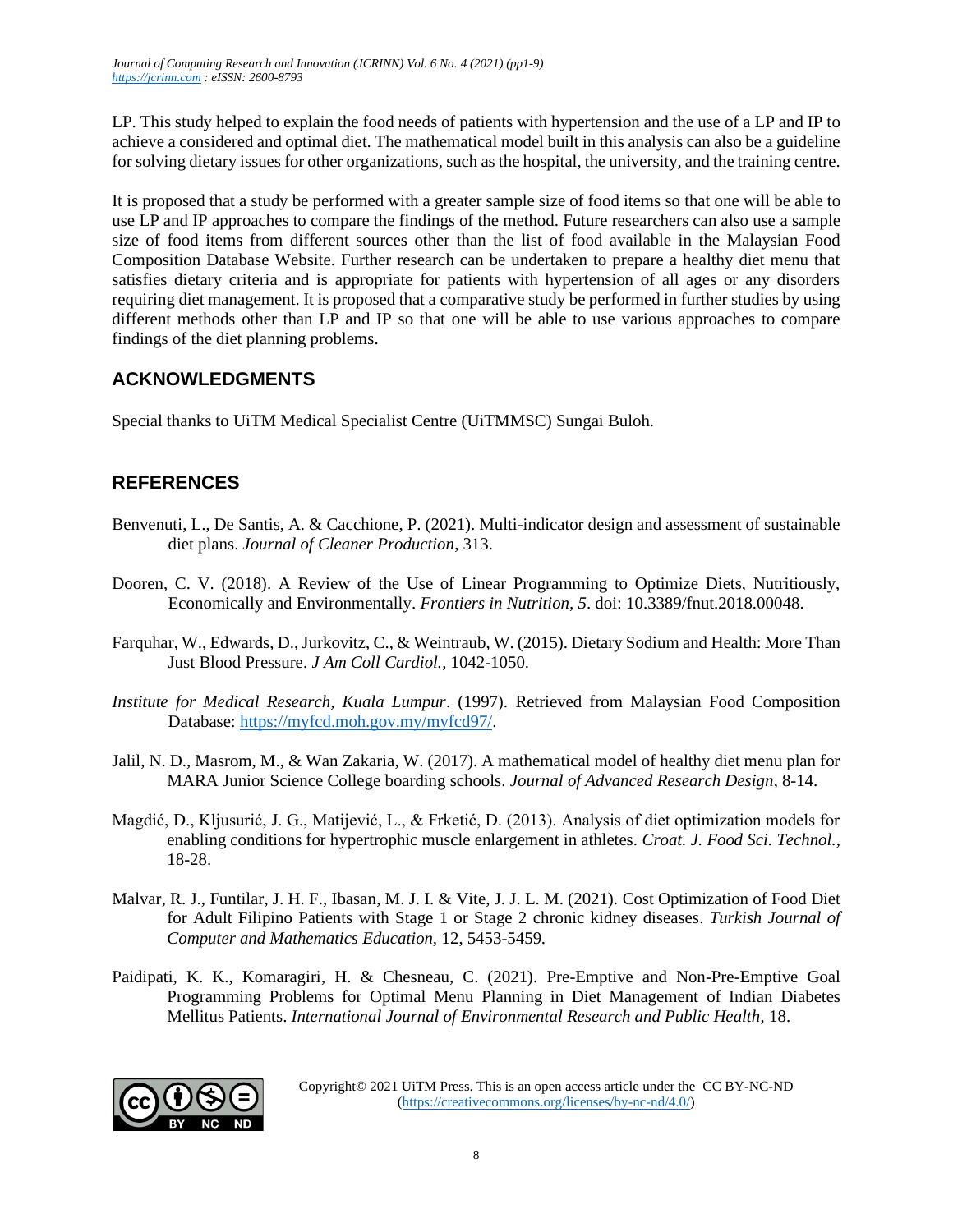LP. This study helped to explain the food needs of patients with hypertension and the use of a LP and IP to achieve a considered and optimal diet. The mathematical model built in this analysis can also be a guideline for solving dietary issues for other organizations, such as the hospital, the university, and the training centre.

It is proposed that a study be performed with a greater sample size of food items so that one will be able to use LP and IP approaches to compare the findings of the method. Future researchers can also use a sample size of food items from different sources other than the list of food available in the Malaysian Food Composition Database Website. Further research can be undertaken to prepare a healthy diet menu that satisfies dietary criteria and is appropriate for patients with hypertension of all ages or any disorders requiring diet management. It is proposed that a comparative study be performed in further studies by using different methods other than LP and IP so that one will be able to use various approaches to compare findings of the diet planning problems.

## ACKNOWLEDGMENTS

Special thanks to UiTM Medical Specialist Centre (UiTMMSC) Sungai Buloh.

## REFERENCES

Benvenuti, L., De Santis, A. & Cacchione, P. (2021). Multi-indicator design and assessment of sustainable diet plans. *Journal of Cleaner Production*, 313.

Dooren, C. V. (2018). A Review of the Use of Linear Programming to Optimize Diets, Nutritiously, Economically and Environmentally. *Frontiers in Nutrition, 5*. doi: 10.3389/fnut.2018.00048.

Farquhar, W., Edwards, D., Jurkovitz, C., & Weintraub, W. (2015). Dietary Sodium and Health: More Than Just Blood Pressure. *J Am Coll Cardiol.*, 1042-1050.

*Institute for Medical Research, Kuala Lumpur*. (1997). Retrieved from Malaysian Food Composition Database: https://myfcd.moh.gov.my/myfcd97/.

Jalil, N. D., Masrom, M., & Wan Zakaria, W. (2017). A mathematical model of healthy diet menu plan for MARA Junior Science College boarding schools. *Journal of Advanced Research Design*, 8-14.

Magdić, D., Kljusurić, J. G., Matijević, L., & Frketić, D. (2013). Analysis of diet optimization models for enabling conditions for hypertrophic muscle enlargement in athletes. *Croat. J. Food Sci. Technol.*, 18-28.

Malvar, R. J., Funtilar, J. H. F., Ibasan, M. J. I. & Vite, J. J. L. M. (2021). Cost Optimization of Food Diet for Adult Filipino Patients with Stage 1 or Stage 2 chronic kidney diseases. *Turkish Journal of Computer and Mathematics Education*, 12, 5453-5459.

Paidipati, K. K., Komaragiri, H. & Chesneau, C. (2021). Pre-Emptive and Non-Pre-Emptive Goal Programming Problems for Optimal Menu Planning in Diet Management of Indian Diabetes Mellitus Patients. *International Journal of Environmental Research and Public Health*, 18.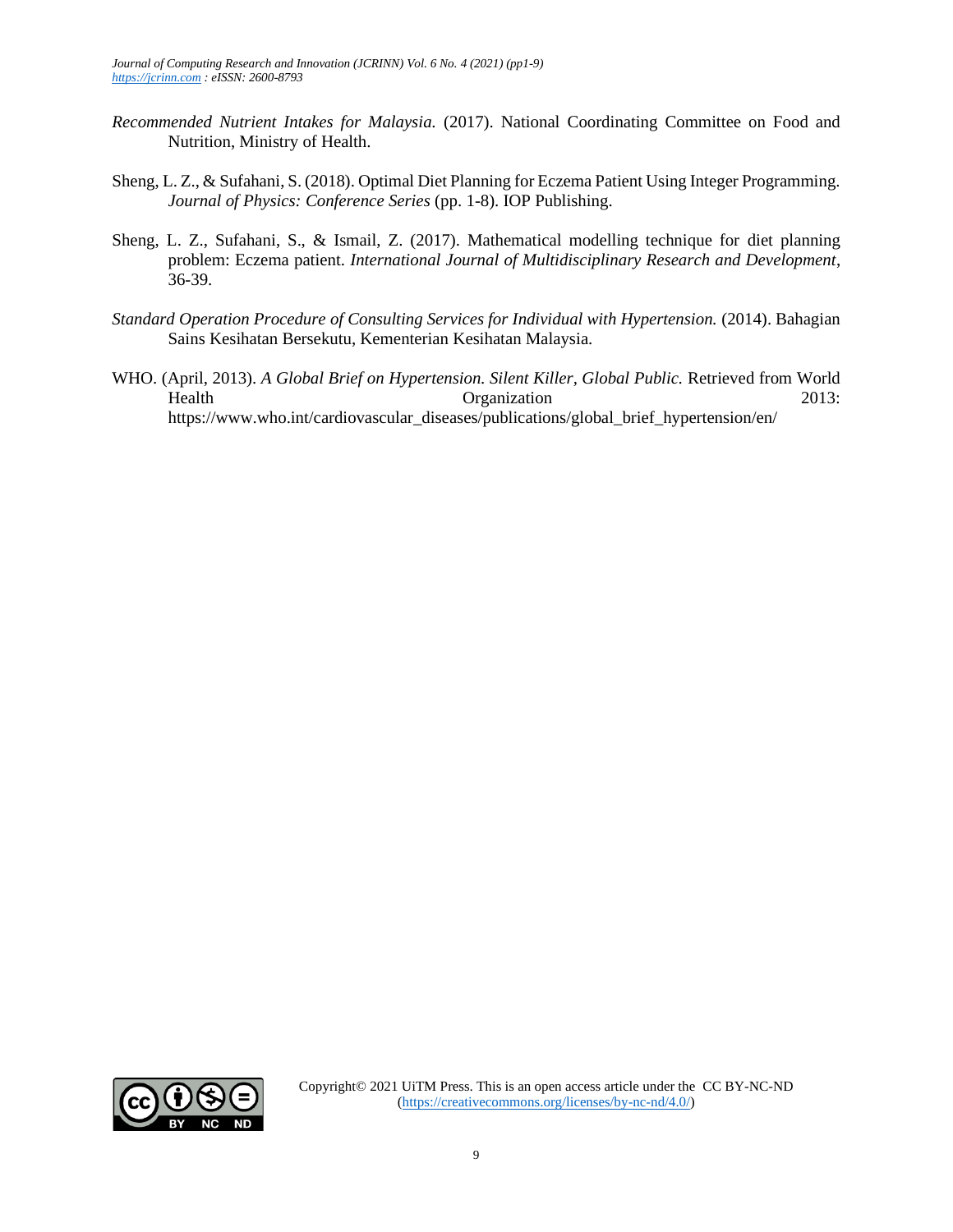*Recommended Nutrient Intakes for Malaysia.* (2017). National Coordinating Committee on Food and Nutrition, Ministry of Health.

Sheng, L. Z., & Sufahani, S. (2018). Optimal Diet Planning for Eczema Patient Using Integer Programming. *Journal of Physics: Conference Series* (pp. 1-8). IOP Publishing.

Sheng, L. Z., Sufahani, S., & Ismail, Z. (2017). Mathematical modelling technique for diet planning problem: Eczema patient. *International Journal of Multidisciplinary Research and Development*, 36-39.

*Standard Operation Procedure of Consulting Services for Individual with Hypertension.* (2014). Bahagian Sains Kesihatan Bersekutu, Kementerian Kesihatan Malaysia.

WHO. (April, 2013). *A Global Brief on Hypertension. Silent Killer, Global Public.* Retrieved from World Health Organization 2013: https://www.who.int/cardiovascular_diseases/publications/global_brief_hypertension/en/

Copyright© 2021 UiTM Press. This is an open access article under the CC BY-NC-ND (https://creativecommons.org/licenses/by-nc-nd/4.0/)